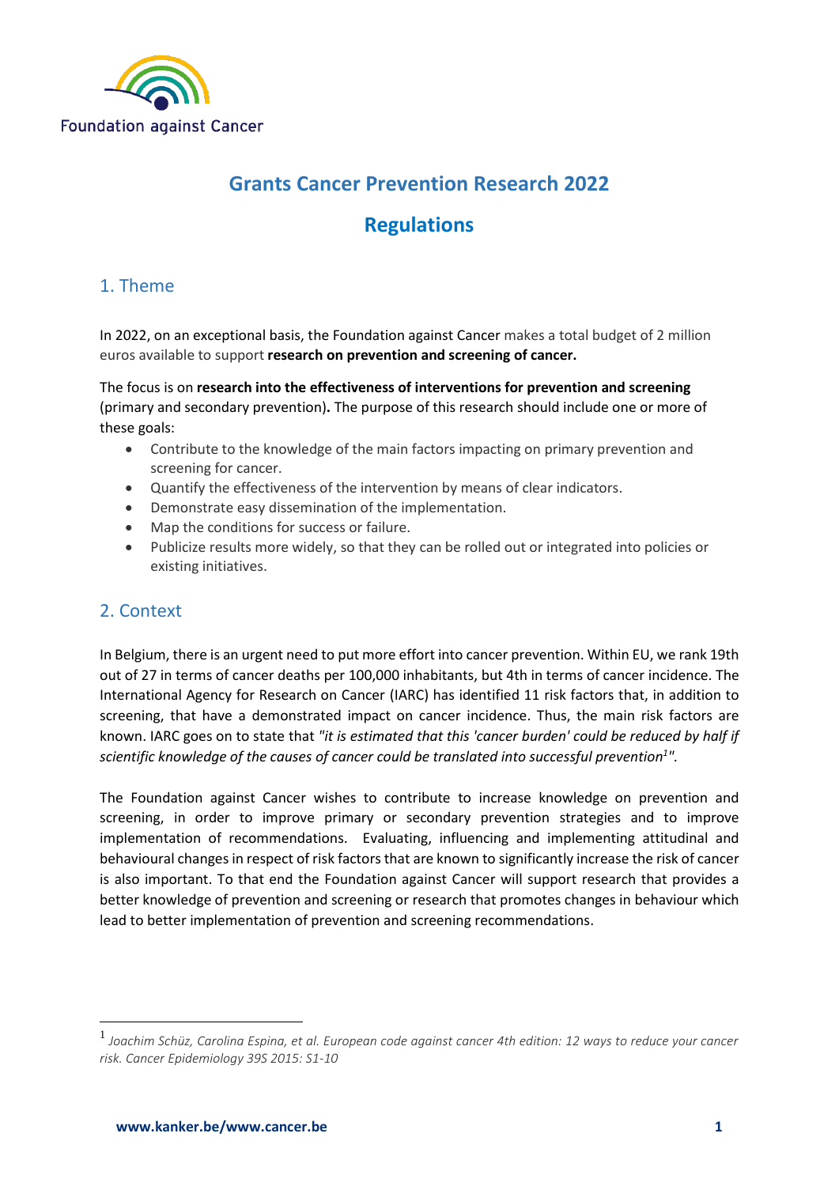Foundation against Cancer

# Grants Cancer Prevention Research 2022

# Regulations

## 1. Theme

In 2022, on an exceptional basis, the Foundation against Cancer makes a total budget of 2 million euros available to support **research on prevention and screening of cancer.**

The focus is on **research into the effectiveness of interventions for prevention and screening** (primary and secondary prevention)**.** The purpose of this research should include one or more of these goals:

- Contribute to the knowledge of the main factors impacting on primary prevention and screening for cancer.
- Quantify the effectiveness of the intervention by means of clear indicators.
- Demonstrate easy dissemination of the implementation.
- Map the conditions for success or failure.
- Publicize results more widely, so that they can be rolled out or integrated into policies or existing initiatives.

## 2. Context

In Belgium, there is an urgent need to put more effort into cancer prevention. Within EU, we rank 19th out of 27 in terms of cancer deaths per 100,000 inhabitants, but 4th in terms of cancer incidence. The International Agency for Research on Cancer (IARC) has identified 11 risk factors that, in addition to screening, that have a demonstrated impact on cancer incidence. Thus, the main risk factors are known. IARC goes on to state that *"it is estimated that this 'cancer burden' could be reduced by half if scientific knowledge of the causes of cancer could be translated into successful prevention*[1]*".*

The Foundation against Cancer wishes to contribute to increase knowledge on prevention and screening, in order to improve primary or secondary prevention strategies and to improve implementation of recommendations. Evaluating, influencing and implementing attitudinal and behavioural changes in respect of risk factors that are known to significantly increase the risk of cancer is also important. To that end the Foundation against Cancer will support research that provides a better knowledge of prevention and screening or research that promotes changes in behaviour which lead to better implementation of prevention and screening recommendations.

---

[1] *Joachim Schüz, Carolina Espina, et al. European code against cancer 4th edition: 12 ways to reduce your cancer risk. Cancer Epidemiology 39S 2015: S1-10*

**www.kanker.be/www.cancer.be**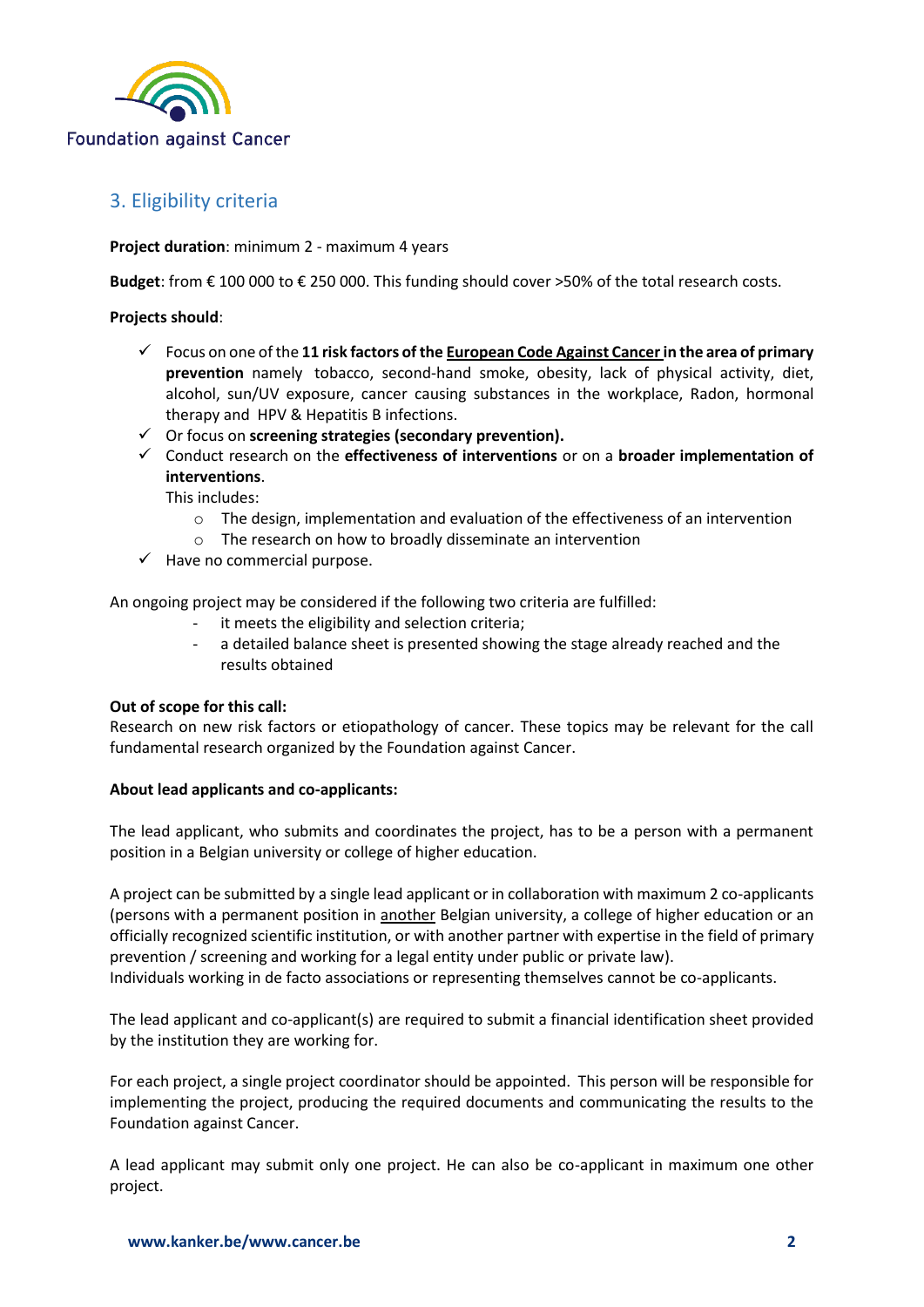## 3. Eligibility criteria

**Project duration**: minimum 2 - maximum 4 years

**Budget**: from € 100 000 to € 250 000. This funding should cover >50% of the total research costs.

**Projects should**:

- ✓ Focus on one of the **11 risk factors of the European Code Against Cancer in the area of primary prevention** namely tobacco, second-hand smoke, obesity, lack of physical activity, diet, alcohol, sun/UV exposure, cancer causing substances in the workplace, Radon, hormonal therapy and HPV & Hepatitis B infections.
- ✓ Or focus on **screening strategies (secondary prevention).**
- ✓ Conduct research on the **effectiveness of interventions** or on a **broader implementation of interventions**.
  This includes:
  - The design, implementation and evaluation of the effectiveness of an intervention
  - The research on how to broadly disseminate an intervention
- ✓ Have no commercial purpose.

An ongoing project may be considered if the following two criteria are fulfilled:

- it meets the eligibility and selection criteria;
- a detailed balance sheet is presented showing the stage already reached and the results obtained

**Out of scope for this call:**
Research on new risk factors or etiopathology of cancer. These topics may be relevant for the call fundamental research organized by the Foundation against Cancer.

**About lead applicants and co-applicants:**

The lead applicant, who submits and coordinates the project, has to be a person with a permanent position in a Belgian university or college of higher education.

A project can be submitted by a single lead applicant or in collaboration with maximum 2 co-applicants (persons with a permanent position in another Belgian university, a college of higher education or an officially recognized scientific institution, or with another partner with expertise in the field of primary prevention / screening and working for a legal entity under public or private law).
Individuals working in de facto associations or representing themselves cannot be co-applicants.

The lead applicant and co-applicant(s) are required to submit a financial identification sheet provided by the institution they are working for.

For each project, a single project coordinator should be appointed. This person will be responsible for implementing the project, producing the required documents and communicating the results to the Foundation against Cancer.

A lead applicant may submit only one project. He can also be co-applicant in maximum one other project.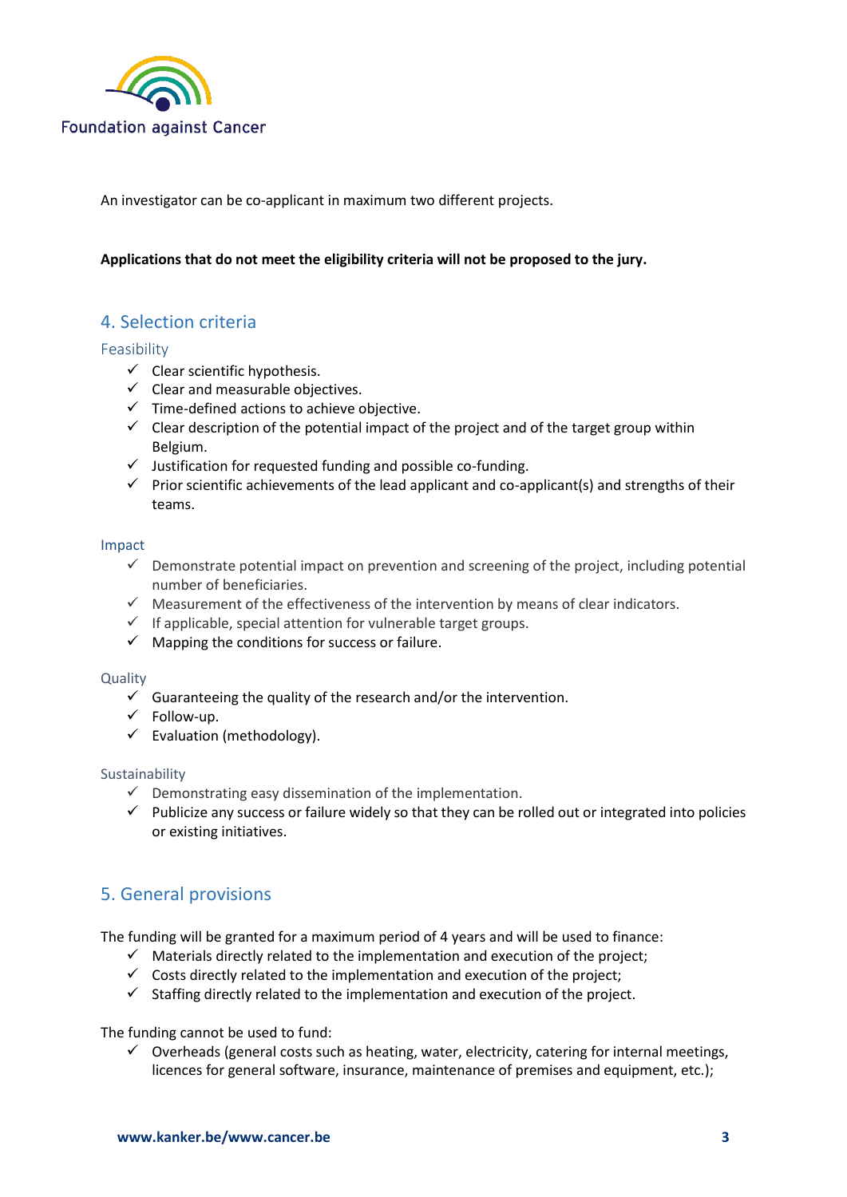An investigator can be co-applicant in maximum two different projects.

**Applications that do not meet the eligibility criteria will not be proposed to the jury.**

## 4. Selection criteria

### Feasibility

- ✓ Clear scientific hypothesis.
- ✓ Clear and measurable objectives.
- ✓ Time-defined actions to achieve objective.
- ✓ Clear description of the potential impact of the project and of the target group within Belgium.
- ✓ Justification for requested funding and possible co-funding.
- ✓ Prior scientific achievements of the lead applicant and co-applicant(s) and strengths of their teams.

### Impact

- ✓ Demonstrate potential impact on prevention and screening of the project, including potential number of beneficiaries.
- ✓ Measurement of the effectiveness of the intervention by means of clear indicators.
- ✓ If applicable, special attention for vulnerable target groups.
- ✓ Mapping the conditions for success or failure.

### Quality

- ✓ Guaranteeing the quality of the research and/or the intervention.
- ✓ Follow-up.
- ✓ Evaluation (methodology).

### Sustainability

- ✓ Demonstrating easy dissemination of the implementation.
- ✓ Publicize any success or failure widely so that they can be rolled out or integrated into policies or existing initiatives.

## 5. General provisions

The funding will be granted for a maximum period of 4 years and will be used to finance:

- ✓ Materials directly related to the implementation and execution of the project;
- ✓ Costs directly related to the implementation and execution of the project;
- ✓ Staffing directly related to the implementation and execution of the project.

The funding cannot be used to fund:

- ✓ Overheads (general costs such as heating, water, electricity, catering for internal meetings, licences for general software, insurance, maintenance of premises and equipment, etc.);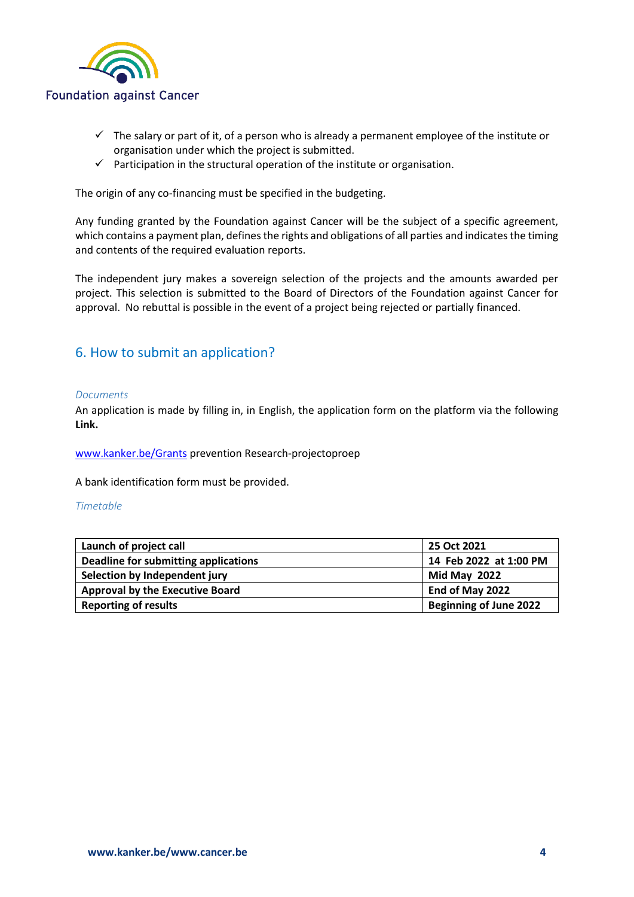- ✓ The salary or part of it, of a person who is already a permanent employee of the institute or organisation under which the project is submitted.
- ✓ Participation in the structural operation of the institute or organisation.

The origin of any co-financing must be specified in the budgeting.

Any funding granted by the Foundation against Cancer will be the subject of a specific agreement, which contains a payment plan, defines the rights and obligations of all parties and indicates the timing and contents of the required evaluation reports.

The independent jury makes a sovereign selection of the projects and the amounts awarded per project. This selection is submitted to the Board of Directors of the Foundation against Cancer for approval. No rebuttal is possible in the event of a project being rejected or partially financed.

## 6. How to submit an application?

*Documents*

An application is made by filling in, in English, the application form on the platform via the following **Link.**

www.kanker.be/Grants prevention Research-projectoproep

A bank identification form must be provided.

*Timetable*

| | |
|---|---|
| **Launch of project call** | **25 Oct 2021** |
| **Deadline for submitting applications** | **14 Feb 2022 at 1:00 PM** |
| **Selection by Independent jury** | **Mid May 2022** |
| **Approval by the Executive Board** | **End of May 2022** |
| **Reporting of results** | **Beginning of June 2022** |